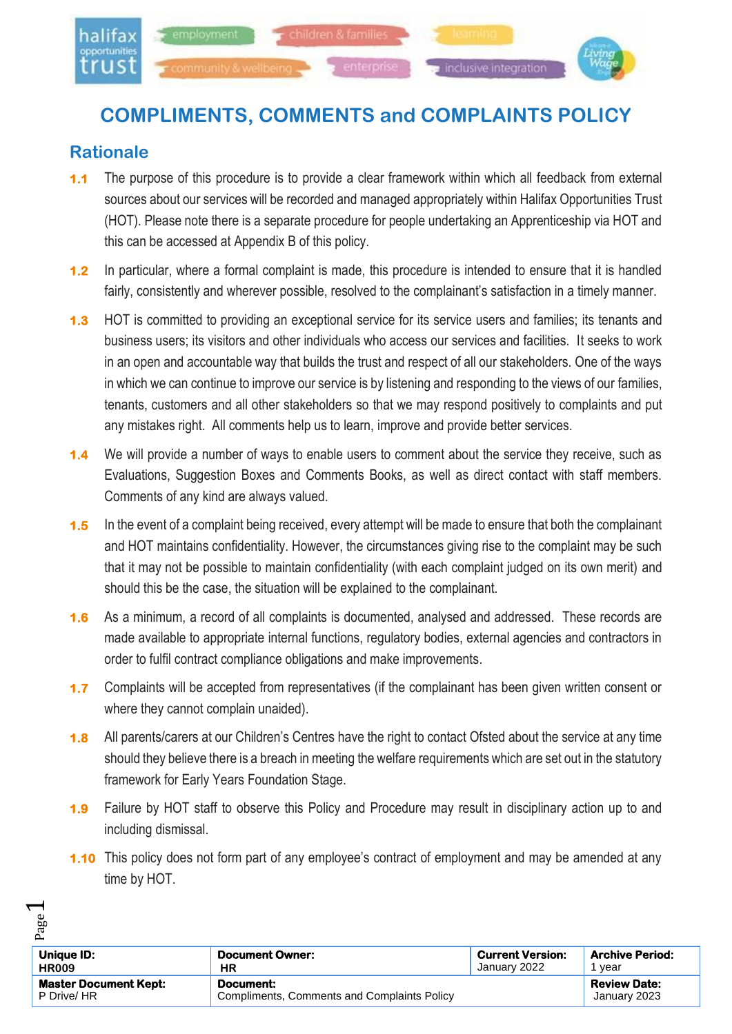# COMPLIMENTS, COMMENTS and COMPLAINTS POLICY

## Rationale

**1.1** The purpose of this procedure is to provide a clear framework within which all feedback from external sources about our services will be recorded and managed appropriately within Halifax Opportunities Trust (HOT). Please note there is a separate procedure for people undertaking an Apprenticeship via HOT and this can be accessed at Appendix B of this policy.

**1.2** In particular, where a formal complaint is made, this procedure is intended to ensure that it is handled fairly, consistently and wherever possible, resolved to the complainant's satisfaction in a timely manner.

**1.3** HOT is committed to providing an exceptional service for its service users and families; its tenants and business users; its visitors and other individuals who access our services and facilities. It seeks to work in an open and accountable way that builds the trust and respect of all our stakeholders. One of the ways in which we can continue to improve our service is by listening and responding to the views of our families, tenants, customers and all other stakeholders so that we may respond positively to complaints and put any mistakes right. All comments help us to learn, improve and provide better services.

**1.4** We will provide a number of ways to enable users to comment about the service they receive, such as Evaluations, Suggestion Boxes and Comments Books, as well as direct contact with staff members. Comments of any kind are always valued.

**1.5** In the event of a complaint being received, every attempt will be made to ensure that both the complainant and HOT maintains confidentiality. However, the circumstances giving rise to the complaint may be such that it may not be possible to maintain confidentiality (with each complaint judged on its own merit) and should this be the case, the situation will be explained to the complainant.

**1.6** As a minimum, a record of all complaints is documented, analysed and addressed. These records are made available to appropriate internal functions, regulatory bodies, external agencies and contractors in order to fulfil contract compliance obligations and make improvements.

**1.7** Complaints will be accepted from representatives (if the complainant has been given written consent or where they cannot complain unaided).

**1.8** All parents/carers at our Children's Centres have the right to contact Ofsted about the service at any time should they believe there is a breach in meeting the welfare requirements which are set out in the statutory framework for Early Years Foundation Stage.

**1.9** Failure by HOT staff to observe this Policy and Procedure may result in disciplinary action up to and including dismissal.

**1.10** This policy does not form part of any employee's contract of employment and may be amended at any time by HOT.

| **Unique ID:** HR009 | **Document Owner:** HR | **Current Version:** January 2022 | **Archive Period:** 1 year |
|---|---|---|---|
| **Master Document Kept:** P Drive/ HR | **Document:** Compliments, Comments and Complaints Policy | | **Review Date:** January 2023 |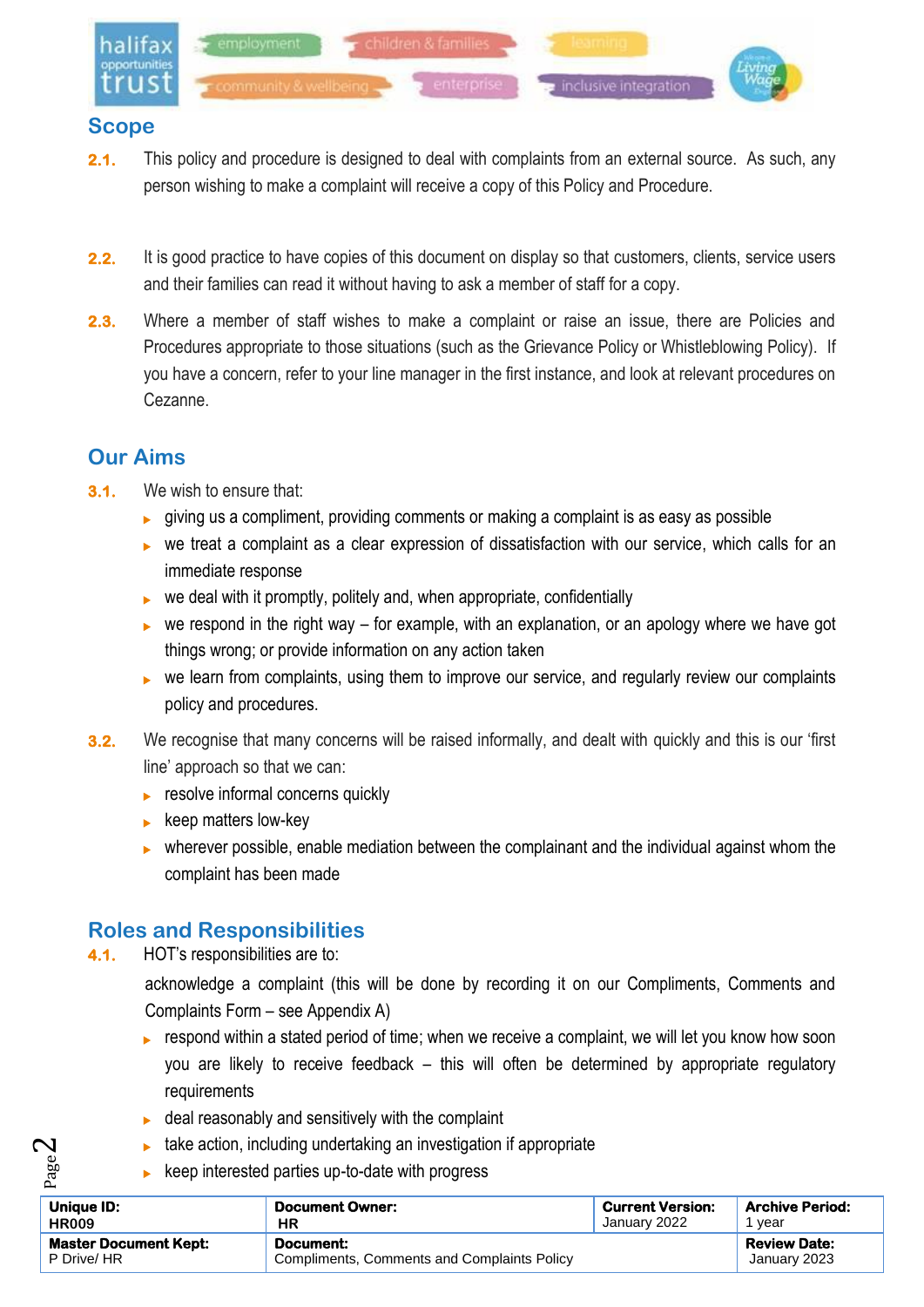## Scope

2.1. This policy and procedure is designed to deal with complaints from an external source. As such, any person wishing to make a complaint will receive a copy of this Policy and Procedure.

2.2. It is good practice to have copies of this document on display so that customers, clients, service users and their families can read it without having to ask a member of staff for a copy.

2.3. Where a member of staff wishes to make a complaint or raise an issue, there are Policies and Procedures appropriate to those situations (such as the Grievance Policy or Whistleblowing Policy). If you have a concern, refer to your line manager in the first instance, and look at relevant procedures on Cezanne.

## Our Aims

3.1. We wish to ensure that:

- giving us a compliment, providing comments or making a complaint is as easy as possible
- we treat a complaint as a clear expression of dissatisfaction with our service, which calls for an immediate response
- we deal with it promptly, politely and, when appropriate, confidentially
- we respond in the right way – for example, with an explanation, or an apology where we have got things wrong; or provide information on any action taken
- we learn from complaints, using them to improve our service, and regularly review our complaints policy and procedures.

3.2. We recognise that many concerns will be raised informally, and dealt with quickly and this is our 'first line' approach so that we can:

- resolve informal concerns quickly
- keep matters low-key
- wherever possible, enable mediation between the complainant and the individual against whom the complaint has been made

## Roles and Responsibilities

4.1. HOT's responsibilities are to:

acknowledge a complaint (this will be done by recording it on our Compliments, Comments and Complaints Form – see Appendix A)

- respond within a stated period of time; when we receive a complaint, we will let you know how soon you are likely to receive feedback – this will often be determined by appropriate regulatory requirements
- deal reasonably and sensitively with the complaint
- take action, including undertaking an investigation if appropriate
- keep interested parties up-to-date with progress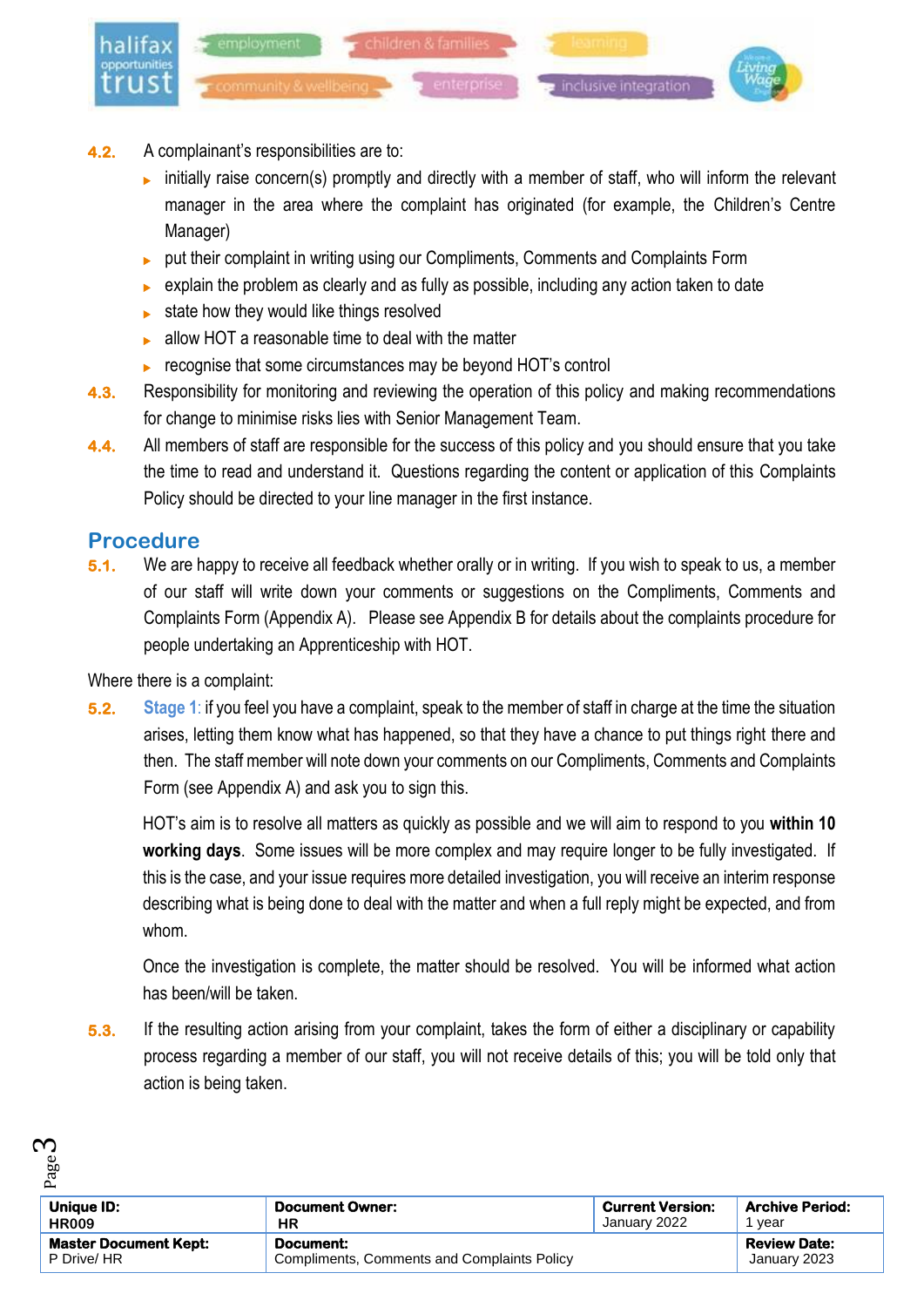4.2. A complainant's responsibilities are to:

- initially raise concern(s) promptly and directly with a member of staff, who will inform the relevant manager in the area where the complaint has originated (for example, the Children's Centre Manager)
- put their complaint in writing using our Compliments, Comments and Complaints Form
- explain the problem as clearly and as fully as possible, including any action taken to date
- state how they would like things resolved
- allow HOT a reasonable time to deal with the matter
- recognise that some circumstances may be beyond HOT's control

4.3. Responsibility for monitoring and reviewing the operation of this policy and making recommendations for change to minimise risks lies with Senior Management Team.

4.4. All members of staff are responsible for the success of this policy and you should ensure that you take the time to read and understand it. Questions regarding the content or application of this Complaints Policy should be directed to your line manager in the first instance.

## Procedure

5.1. We are happy to receive all feedback whether orally or in writing. If you wish to speak to us, a member of our staff will write down your comments or suggestions on the Compliments, Comments and Complaints Form (Appendix A). Please see Appendix B for details about the complaints procedure for people undertaking an Apprenticeship with HOT.

Where there is a complaint:

5.2. Stage 1: if you feel you have a complaint, speak to the member of staff in charge at the time the situation arises, letting them know what has happened, so that they have a chance to put things right there and then. The staff member will note down your comments on our Compliments, Comments and Complaints Form (see Appendix A) and ask you to sign this.

HOT's aim is to resolve all matters as quickly as possible and we will aim to respond to you **within 10 working days**. Some issues will be more complex and may require longer to be fully investigated. If this is the case, and your issue requires more detailed investigation, you will receive an interim response describing what is being done to deal with the matter and when a full reply might be expected, and from whom.

Once the investigation is complete, the matter should be resolved. You will be informed what action has been/will be taken.

5.3. If the resulting action arising from your complaint, takes the form of either a disciplinary or capability process regarding a member of our staff, you will not receive details of this; you will be told only that action is being taken.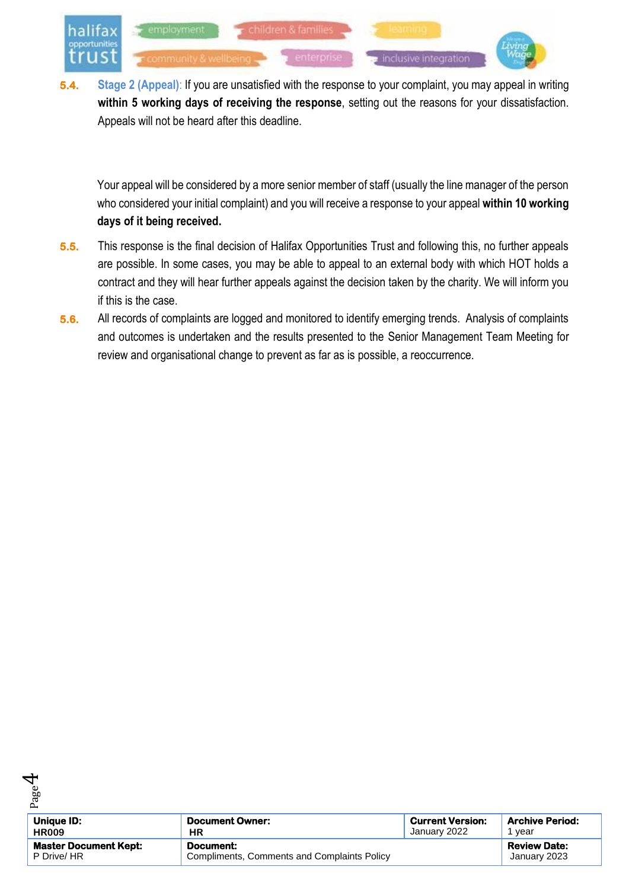**5.4.** **Stage 2 (Appeal)**: If you are unsatisfied with the response to your complaint, you may appeal in writing **within 5 working days of receiving the response**, setting out the reasons for your dissatisfaction. Appeals will not be heard after this deadline.

Your appeal will be considered by a more senior member of staff (usually the line manager of the person who considered your initial complaint) and you will receive a response to your appeal **within 10 working days of it being received.**

**5.5.** This response is the final decision of Halifax Opportunities Trust and following this, no further appeals are possible. In some cases, you may be able to appeal to an external body with which HOT holds a contract and they will hear further appeals against the decision taken by the charity. We will inform you if this is the case.

**5.6.** All records of complaints are logged and monitored to identify emerging trends. Analysis of complaints and outcomes is undertaken and the results presented to the Senior Management Team Meeting for review and organisational change to prevent as far as is possible, a reoccurrence.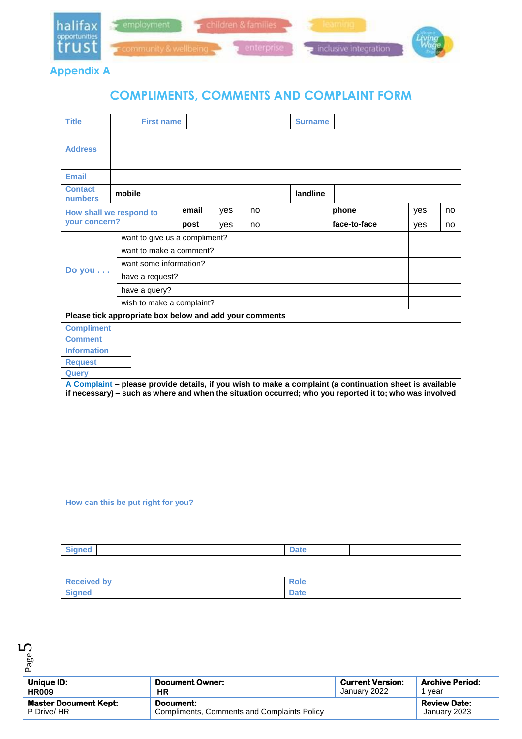Appendix A

# COMPLIMENTS, COMMENTS AND COMPLAINT FORM

| Title | | First name | | Surname | |
|---|---|---|---|---|---|
| Address | | | | | |
| Email | | | | | |
| Contact numbers | mobile | | | landline | |

| How shall we respond to your concern? | email | yes | no | | phone | yes | no |
|---|---|---|---|---|---|---|---|
| | post | yes | no | | face-to-face | yes | no |

| Do you . . . | | |
|---|---|---|
| | want to give us a compliment? | |
| | want to make a comment? | |
| | want some information? | |
| | have a request? | |
| | have a query? | |
| | wish to make a complaint? | |

**Please tick appropriate box below and add your comments**

| | | |
|---|---|---|
| Compliment | | |
| Comment | | |
| Information | | |
| Request | | |
| Query | | |

**A Complaint – please provide details, if you wish to make a complaint (a continuation sheet is available if necessary) – such as where and when the situation occurred; who you reported it to; who was involved**

How can this be put right for you?

| Signed | | Date | |
|---|---|---|---|

| Received by | | Role | |
|---|---|---|---|
| Signed | | Date | |

| **Unique ID:** HR009 | **Document Owner:** HR | **Current Version:** January 2022 | **Archive Period:** 1 year |
|---|---|---|---|
| **Master Document Kept:** P Drive/ HR | **Document:** Compliments, Comments and Complaints Policy | | **Review Date:** January 2023 |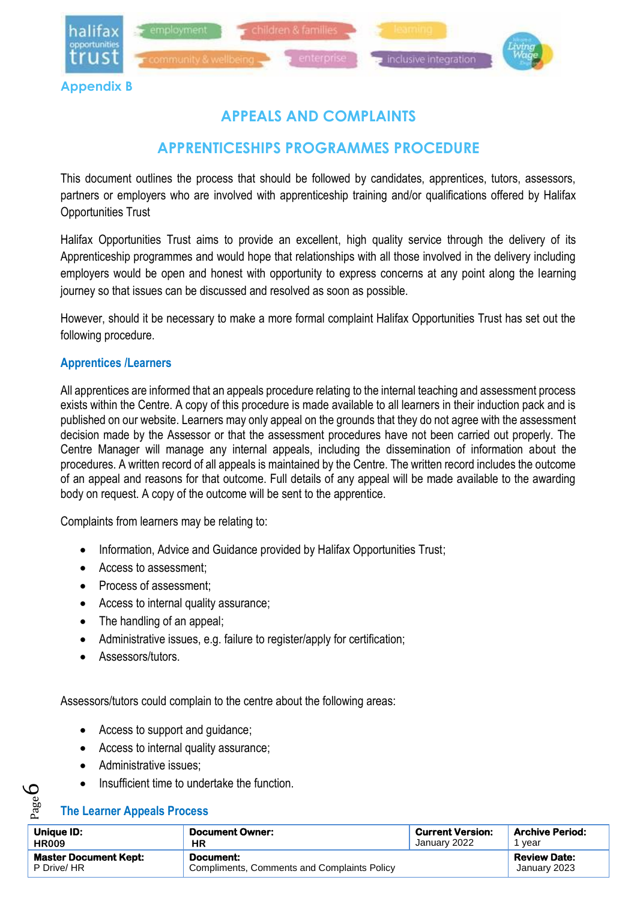Appendix B

## APPEALS AND COMPLAINTS

## APPRENTICESHIPS PROGRAMMES PROCEDURE

This document outlines the process that should be followed by candidates, apprentices, tutors, assessors, partners or employers who are involved with apprenticeship training and/or qualifications offered by Halifax Opportunities Trust

Halifax Opportunities Trust aims to provide an excellent, high quality service through the delivery of its Apprenticeship programmes and would hope that relationships with all those involved in the delivery including employers would be open and honest with opportunity to express concerns at any point along the learning journey so that issues can be discussed and resolved as soon as possible.

However, should it be necessary to make a more formal complaint Halifax Opportunities Trust has set out the following procedure.

### Apprentices /Learners

All apprentices are informed that an appeals procedure relating to the internal teaching and assessment process exists within the Centre. A copy of this procedure is made available to all learners in their induction pack and is published on our website. Learners may only appeal on the grounds that they do not agree with the assessment decision made by the Assessor or that the assessment procedures have not been carried out properly. The Centre Manager will manage any internal appeals, including the dissemination of information about the procedures. A written record of all appeals is maintained by the Centre. The written record includes the outcome of an appeal and reasons for that outcome. Full details of any appeal will be made available to the awarding body on request. A copy of the outcome will be sent to the apprentice.

Complaints from learners may be relating to:

- Information, Advice and Guidance provided by Halifax Opportunities Trust;
- Access to assessment;
- Process of assessment;
- Access to internal quality assurance;
- The handling of an appeal;
- Administrative issues, e.g. failure to register/apply for certification;
- Assessors/tutors.

Assessors/tutors could complain to the centre about the following areas:

- Access to support and guidance;
- Access to internal quality assurance;
- Administrative issues;
- Insufficient time to undertake the function.

### The Learner Appeals Process

| Unique ID: HR009 | Document Owner: HR | Current Version: January 2022 | Archive Period: 1 year |
|---|---|---|---|
| Master Document Kept: P Drive/ HR | Document: Compliments, Comments and Complaints Policy | | Review Date: January 2023 |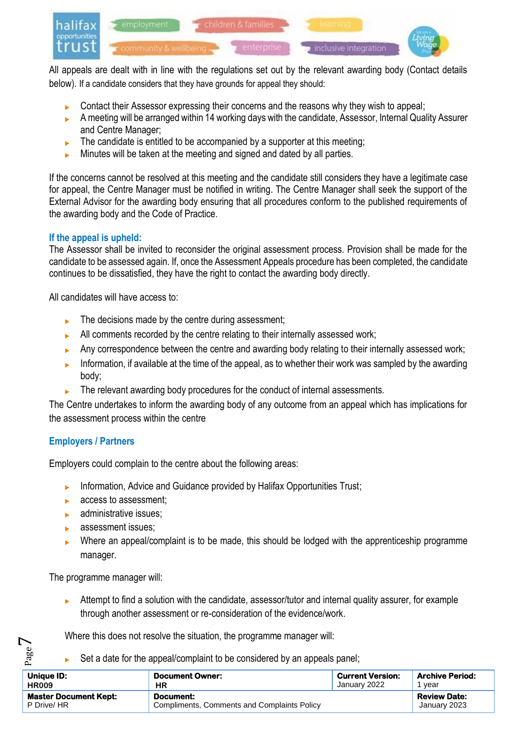All appeals are dealt with in line with the regulations set out by the relevant awarding body (Contact details below). If a candidate considers that they have grounds for appeal they should:

- Contact their Assessor expressing their concerns and the reasons why they wish to appeal;
- A meeting will be arranged within 14 working days with the candidate, Assessor, Internal Quality Assurer and Centre Manager;
- The candidate is entitled to be accompanied by a supporter at this meeting;
- Minutes will be taken at the meeting and signed and dated by all parties.

If the concerns cannot be resolved at this meeting and the candidate still considers they have a legitimate case for appeal, the Centre Manager must be notified in writing. The Centre Manager shall seek the support of the External Advisor for the awarding body ensuring that all procedures conform to the published requirements of the awarding body and the Code of Practice.

### If the appeal is upheld:

The Assessor shall be invited to reconsider the original assessment process. Provision shall be made for the candidate to be assessed again. If, once the Assessment Appeals procedure has been completed, the candidate continues to be dissatisfied, they have the right to contact the awarding body directly.

All candidates will have access to:

- The decisions made by the centre during assessment;
- All comments recorded by the centre relating to their internally assessed work;
- Any correspondence between the centre and awarding body relating to their internally assessed work;
- Information, if available at the time of the appeal, as to whether their work was sampled by the awarding body;
- The relevant awarding body procedures for the conduct of internal assessments.

The Centre undertakes to inform the awarding body of any outcome from an appeal which has implications for the assessment process within the centre

### Employers / Partners

Employers could complain to the centre about the following areas:

- Information, Advice and Guidance provided by Halifax Opportunities Trust;
- access to assessment;
- administrative issues;
- assessment issues;
- Where an appeal/complaint is to be made, this should be lodged with the apprenticeship programme manager.

The programme manager will:

- Attempt to find a solution with the candidate, assessor/tutor and internal quality assurer, for example through another assessment or re-consideration of the evidence/work.

Where this does not resolve the situation, the programme manager will:

- Set a date for the appeal/complaint to be considered by an appeals panel;

| Unique ID: HR009 | Document Owner: HR | Current Version: January 2022 | Archive Period: 1 year |
|---|---|---|---|
| Master Document Kept: P Drive/ HR | Document: Compliments, Comments and Complaints Policy | | Review Date: January 2023 |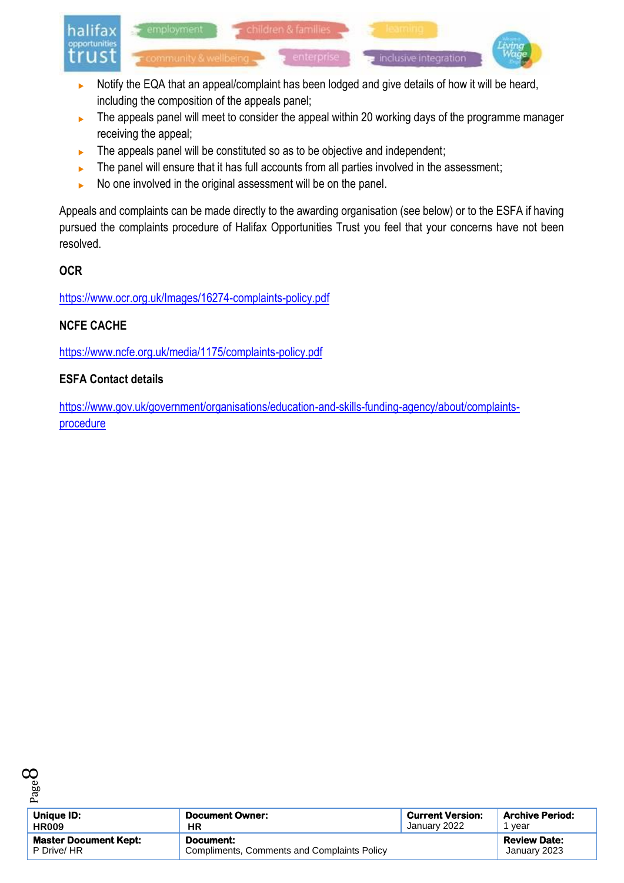- Notify the EQA that an appeal/complaint has been lodged and give details of how it will be heard, including the composition of the appeals panel;
- The appeals panel will meet to consider the appeal within 20 working days of the programme manager receiving the appeal;
- The appeals panel will be constituted so as to be objective and independent;
- The panel will ensure that it has full accounts from all parties involved in the assessment;
- No one involved in the original assessment will be on the panel.

Appeals and complaints can be made directly to the awarding organisation (see below) or to the ESFA if having pursued the complaints procedure of Halifax Opportunities Trust you feel that your concerns have not been resolved.

**OCR**

https://www.ocr.org.uk/Images/16274-complaints-policy.pdf

**NCFE CACHE**

https://www.ncfe.org.uk/media/1175/complaints-policy.pdf

**ESFA Contact details**

https://www.gov.uk/government/organisations/education-and-skills-funding-agency/about/complaints-procedure

| | | | |
|---|---|---|---|
| **Unique ID:** HR009 | **Document Owner:** HR | **Current Version:** January 2022 | **Archive Period:** 1 year |
| **Master Document Kept:** P Drive/ HR | **Document:** Compliments, Comments and Complaints Policy | | **Review Date:** January 2023 |